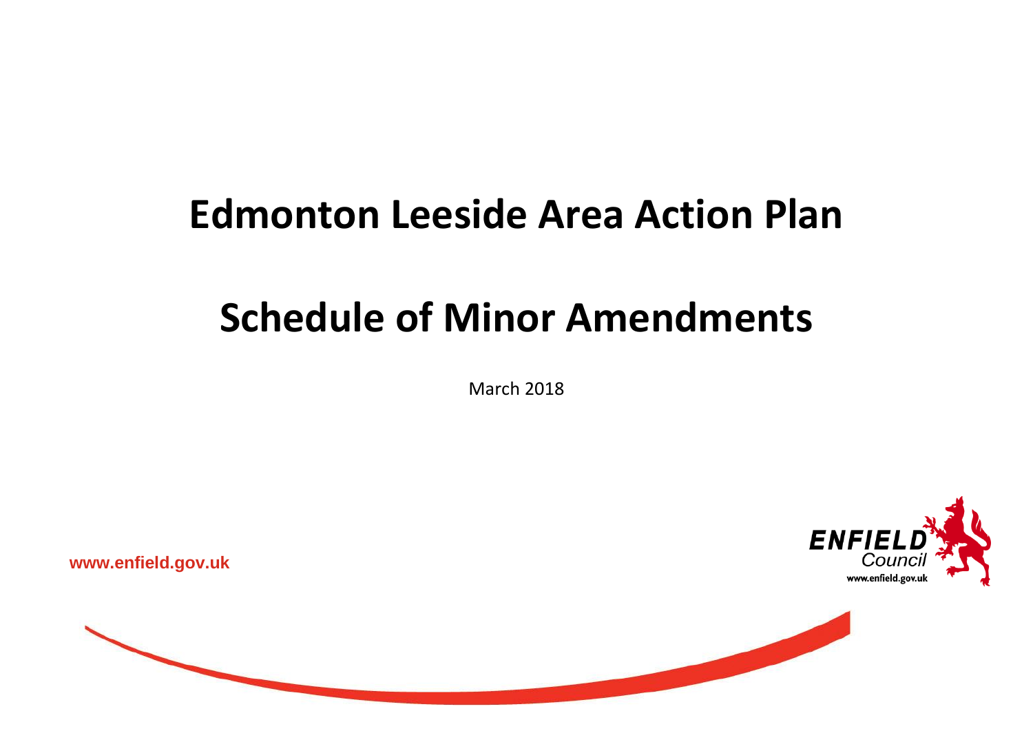# Edmonton Leeside Area Action Plan

# Schedule of Minor Amendments

March 2018

www.enfield.gov.uk

ENFIELD Council
www.enfield.gov.uk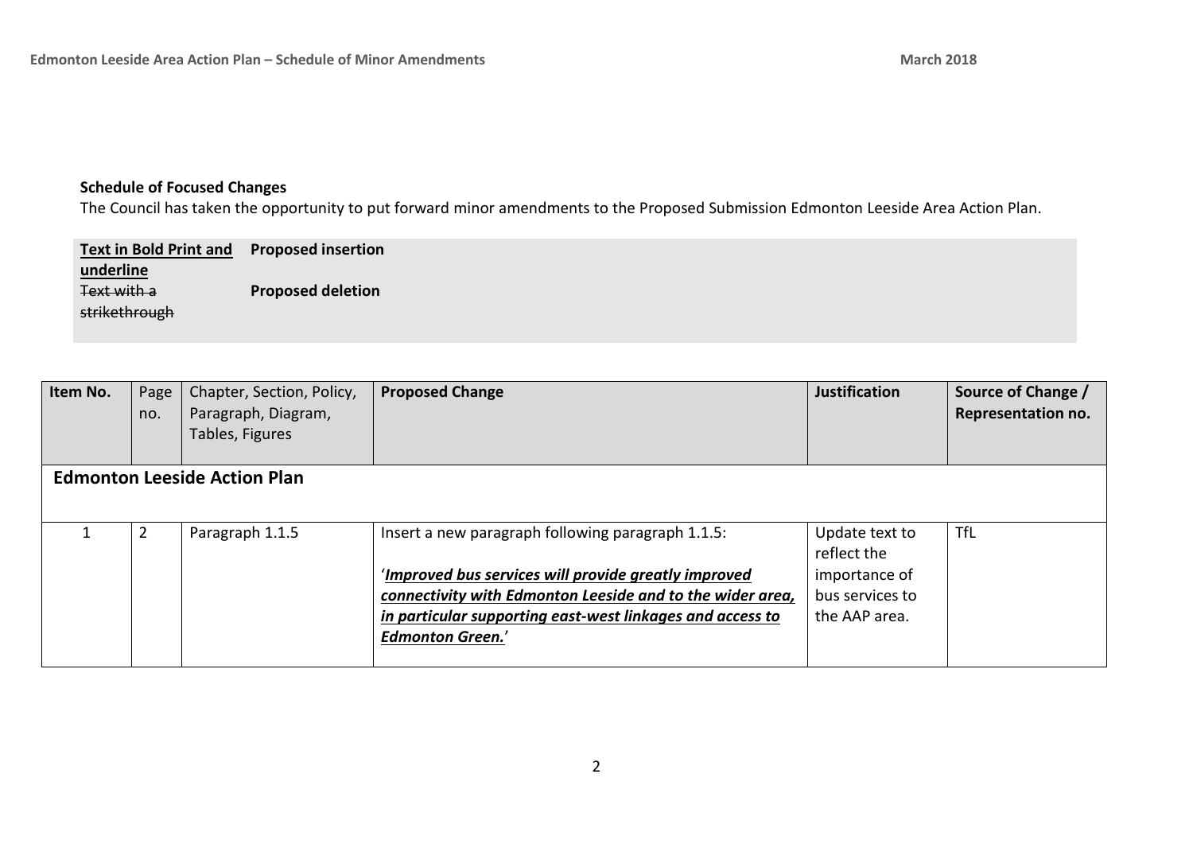**Schedule of Focused Changes**

The Council has taken the opportunity to put forward minor amendments to the Proposed Submission Edmonton Leeside Area Action Plan.

| | |
|---|---|
| **<u>Text in Bold Print and underline</u>** | **Proposed insertion** |
| ~~Text with a strikethrough~~ | **Proposed deletion** |

| Item No. | Page no. | Chapter, Section, Policy, Paragraph, Diagram, Tables, Figures | Proposed Change | Justification | Source of Change / Representation no. |
|---|---|---|---|---|---|
| **Edmonton Leeside Action Plan** | | | | | |
| 1 | 2 | Paragraph 1.1.5 | Insert a new paragraph following paragraph 1.1.5:<br><br>'***<u>Improved bus services will provide greatly improved connectivity with Edmonton Leeside and to the wider area, in particular supporting east-west linkages and access to Edmonton Green.</u>***' | Update text to reflect the importance of bus services to the AAP area. | TfL |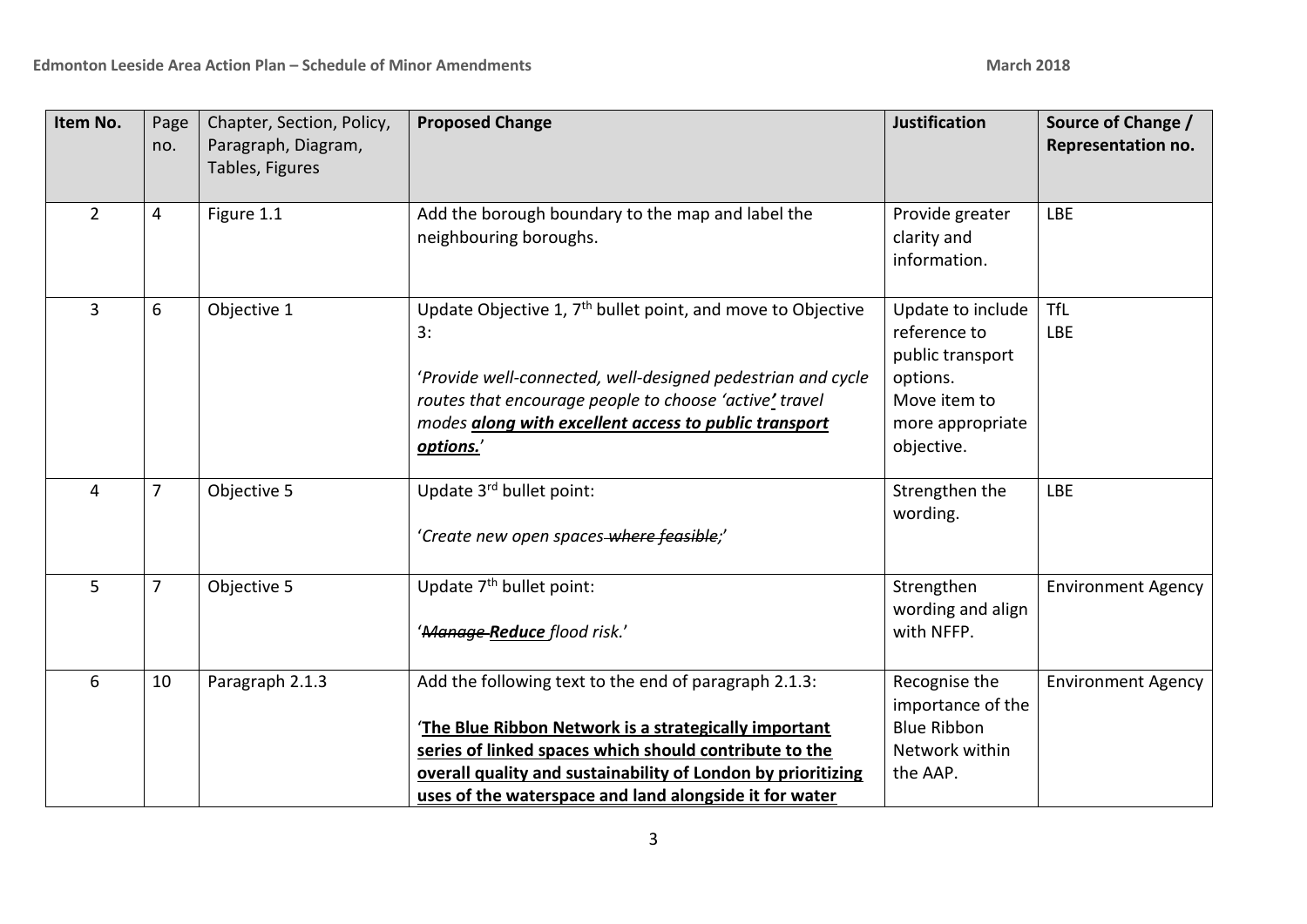| Item No. | Page no. | Chapter, Section, Policy, Paragraph, Diagram, Tables, Figures | Proposed Change | Justification | Source of Change / Representation no. |
|---|---|---|---|---|---|
| 2 | 4 | Figure 1.1 | Add the borough boundary to the map and label the neighbouring boroughs. | Provide greater clarity and information. | LBE |
| 3 | 6 | Objective 1 | Update Objective 1, 7th bullet point, and move to Objective 3:<br><br>'*Provide well-connected, well-designed pedestrian and cycle routes that encourage people to choose 'active**'** travel modes* ***<u>along with excellent access to public transport options.</u>***' | Update to include reference to public transport options.<br>Move item to more appropriate objective. | TfL<br>LBE |
| 4 | 7 | Objective 5 | Update 3rd bullet point:<br><br>'*Create new open spaces ~~where feasible~~;*' | Strengthen the wording. | LBE |
| 5 | 7 | Objective 5 | Update 7th bullet point:<br><br>'*~~Manage~~* ***<u>Reduce</u>*** *flood risk.*' | Strengthen wording and align with NFFP. | Environment Agency |
| 6 | 10 | Paragraph 2.1.3 | Add the following text to the end of paragraph 2.1.3:<br><br>'**<u>The Blue Ribbon Network is a strategically important series of linked spaces which should contribute to the overall quality and sustainability of London by prioritizing uses of the waterspace and land alongside it for water</u>** | Recognise the importance of the Blue Ribbon Network within the AAP. | Environment Agency |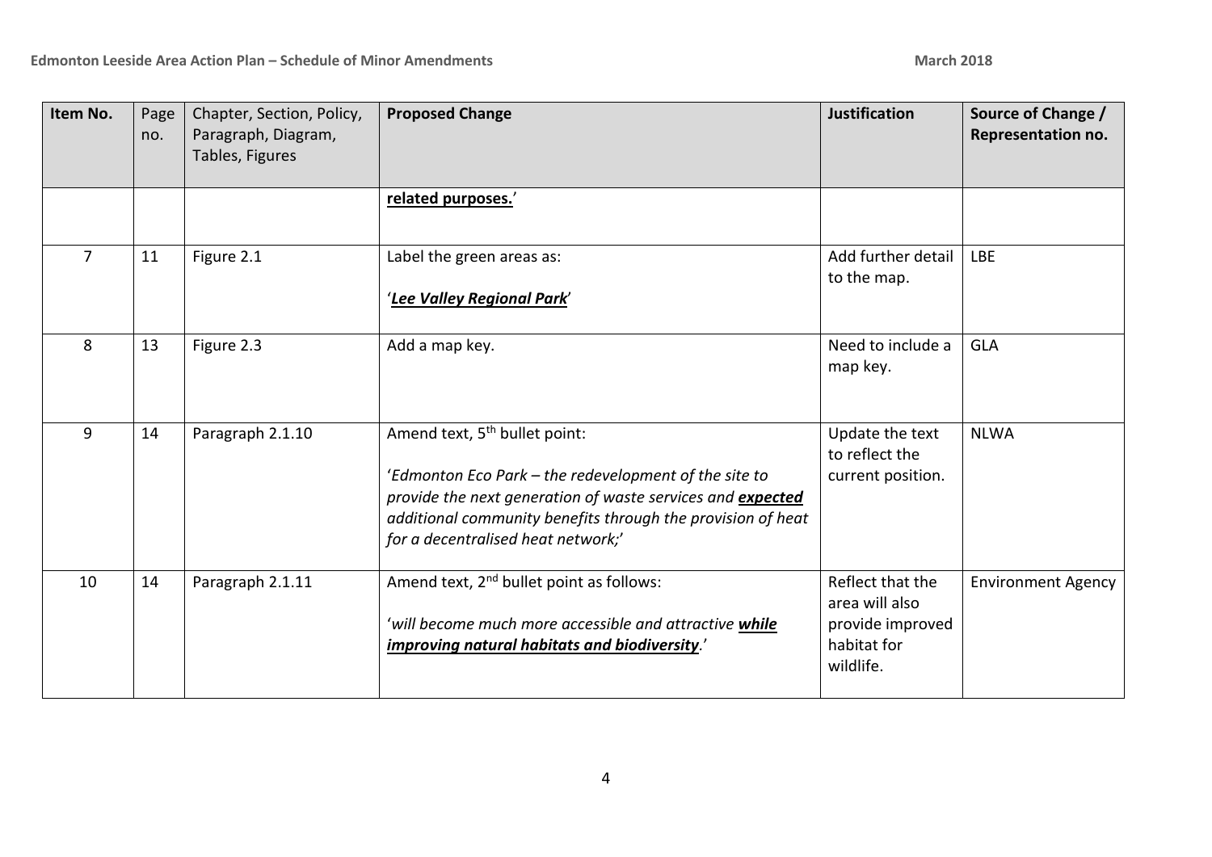| Item No. | Page no. | Chapter, Section, Policy, Paragraph, Diagram, Tables, Figures | Proposed Change | Justification | Source of Change / Representation no. |
|---|---|---|---|---|---|
| | | | **related purposes.**' | | |
| 7 | 11 | Figure 2.1 | Label the green areas as:<br><br>'***Lee Valley Regional Park***' | Add further detail to the map. | LBE |
| 8 | 13 | Figure 2.3 | Add a map key. | Need to include a map key. | GLA |
| 9 | 14 | Paragraph 2.1.10 | Amend text, 5th bullet point:<br><br>'*Edmonton Eco Park – the redevelopment of the site to provide the next generation of waste services and **expected** additional community benefits through the provision of heat for a decentralised heat network;*' | Update the text to reflect the current position. | NLWA |
| 10 | 14 | Paragraph 2.1.11 | Amend text, 2nd bullet point as follows:<br><br>'*will become much more accessible and attractive **while improving natural habitats and biodiversity**.*' | Reflect that the area will also provide improved habitat for wildlife. | Environment Agency |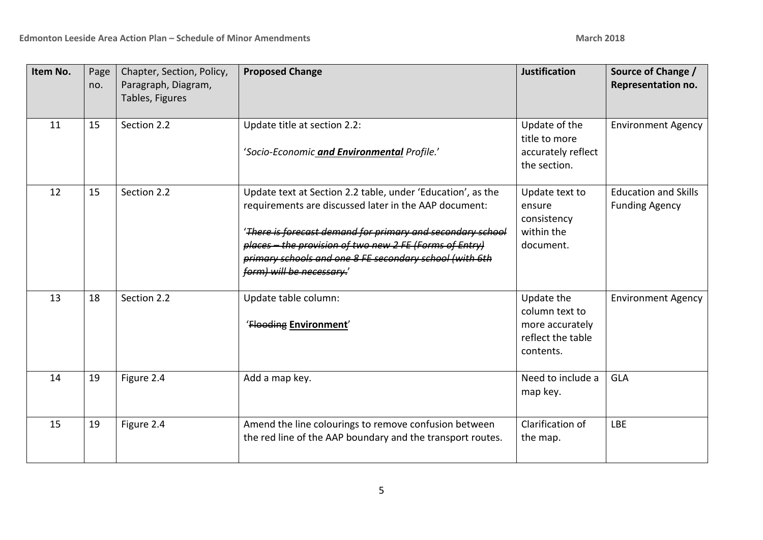| Item No. | Page no. | Chapter, Section, Policy, Paragraph, Diagram, Tables, Figures | Proposed Change | Justification | Source of Change / Representation no. |
|---|---|---|---|---|---|
| 11 | 15 | Section 2.2 | Update title at section 2.2: <br><br> '*Socio-Economic **and Environmental** Profile.*' | Update of the title to more accurately reflect the section. | Environment Agency |
| 12 | 15 | Section 2.2 | Update text at Section 2.2 table, under 'Education', as the requirements are discussed later in the AAP document: <br><br> '~~*There is forecast demand for primary and secondary school places – the provision of two new 2 FE (Forms of Entry) primary schools and one 8 FE secondary school (with 6th form) will be necessary.*~~' | Update text to ensure consistency within the document. | Education and Skills Funding Agency |
| 13 | 18 | Section 2.2 | Update table column: <br><br> '~~Flooding~~ **Environment**' | Update the column text to more accurately reflect the table contents. | Environment Agency |
| 14 | 19 | Figure 2.4 | Add a map key. | Need to include a map key. | GLA |
| 15 | 19 | Figure 2.4 | Amend the line colourings to remove confusion between the red line of the AAP boundary and the transport routes. | Clarification of the map. | LBE |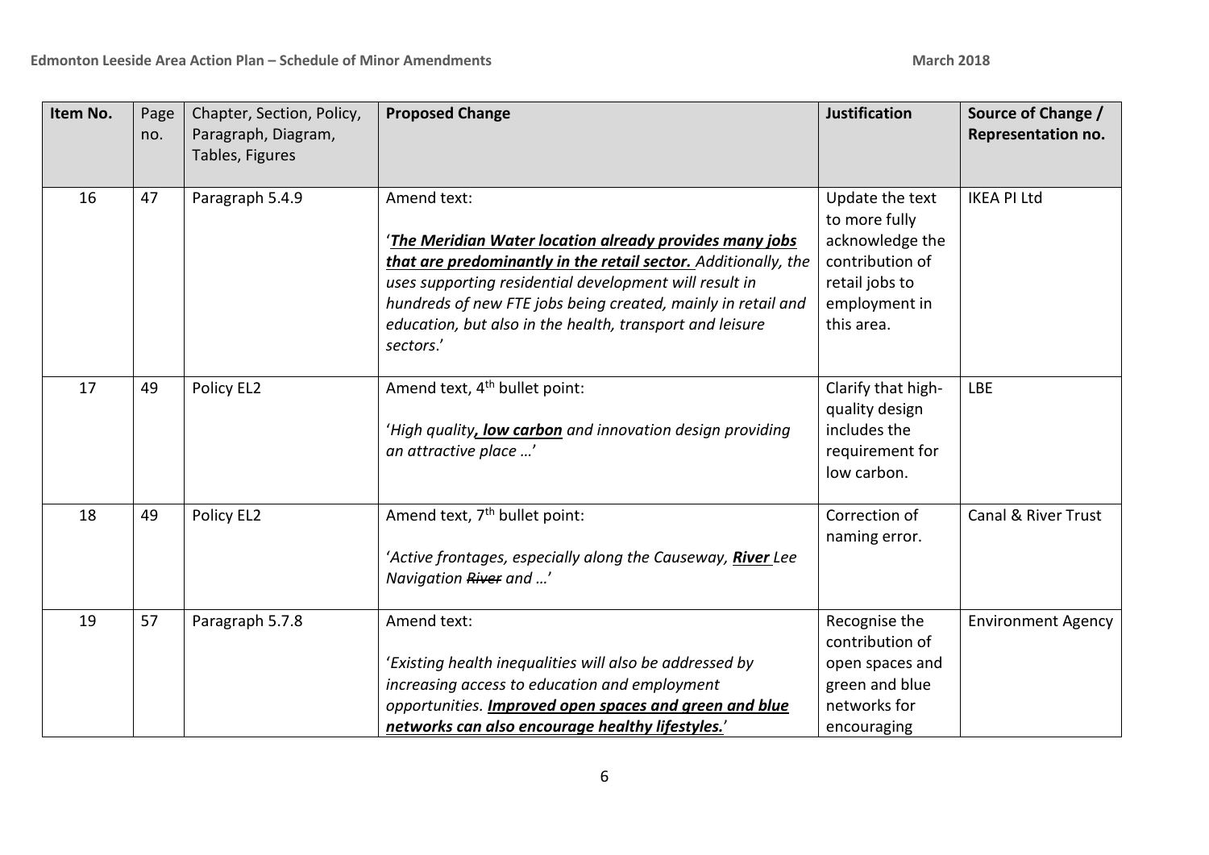| Item No. | Page no. | Chapter, Section, Policy, Paragraph, Diagram, Tables, Figures | Proposed Change | Justification | Source of Change / Representation no. |
|---|---|---|---|---|---|
| 16 | 47 | Paragraph 5.4.9 | Amend text:<br><br>'***<u>The Meridian Water location already provides many jobs that are predominantly in the retail sector.</u>*** *Additionally, the uses supporting residential development will result in hundreds of new FTE jobs being created, mainly in retail and education, but also in the health, transport and leisure sectors*.' | Update the text to more fully acknowledge the contribution of retail jobs to employment in this area. | IKEA PI Ltd |
| 17 | 49 | Policy EL2 | Amend text, 4th bullet point:<br><br>'*High quality****<u>, low carbon</u>*** *and innovation design providing an attractive place …*' | Clarify that high-quality design includes the requirement for low carbon. | LBE |
| 18 | 49 | Policy EL2 | Amend text, 7th bullet point:<br><br>'*Active frontages, especially along the Causeway,* ***<u>River</u>*** *Lee Navigation ~~River~~ and …*' | Correction of naming error. | Canal & River Trust |
| 19 | 57 | Paragraph 5.7.8 | Amend text:<br><br>'*Existing health inequalities will also be addressed by increasing access to education and employment opportunities.* ***<u>Improved open spaces and green and blue networks can also encourage healthy lifestyles.</u>***' | Recognise the contribution of open spaces and green and blue networks for encouraging | Environment Agency |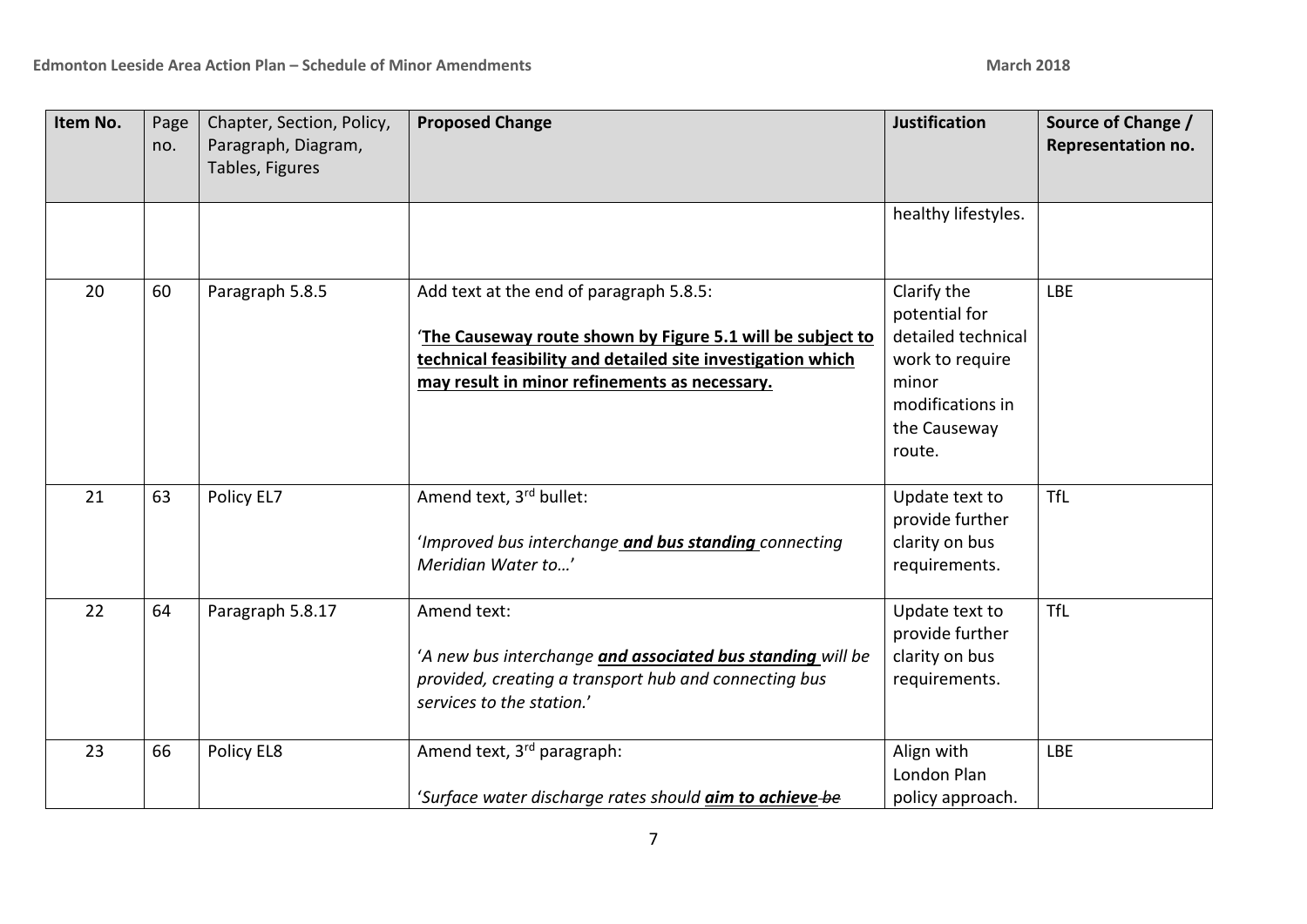| Item No. | Page no. | Chapter, Section, Policy, Paragraph, Diagram, Tables, Figures | Proposed Change | Justification | Source of Change / Representation no. |
|---|---|---|---|---|---|
| | | | | healthy lifestyles. | |
| 20 | 60 | Paragraph 5.8.5 | Add text at the end of paragraph 5.8.5:<br><br>'**<u>The Causeway route shown by Figure 5.1 will be subject to technical feasibility and detailed site investigation which may result in minor refinements as necessary.</u>** | Clarify the potential for detailed technical work to require minor modifications in the Causeway route. | LBE |
| 21 | 63 | Policy EL7 | Amend text, 3rd bullet:<br><br>'*Improved bus interchange* ***<u>and bus standing</u>*** *connecting Meridian Water to…*' | Update text to provide further clarity on bus requirements. | TfL |
| 22 | 64 | Paragraph 5.8.17 | Amend text:<br><br>'*A new bus interchange* ***<u>and associated bus standing</u>*** *will be provided, creating a transport hub and connecting bus services to the station.*' | Update text to provide further clarity on bus requirements. | TfL |
| 23 | 66 | Policy EL8 | Amend text, 3rd paragraph:<br><br>'*Surface water discharge rates should* ***<u>aim to achieve</u>*** *~~be~~* | Align with London Plan policy approach. | LBE |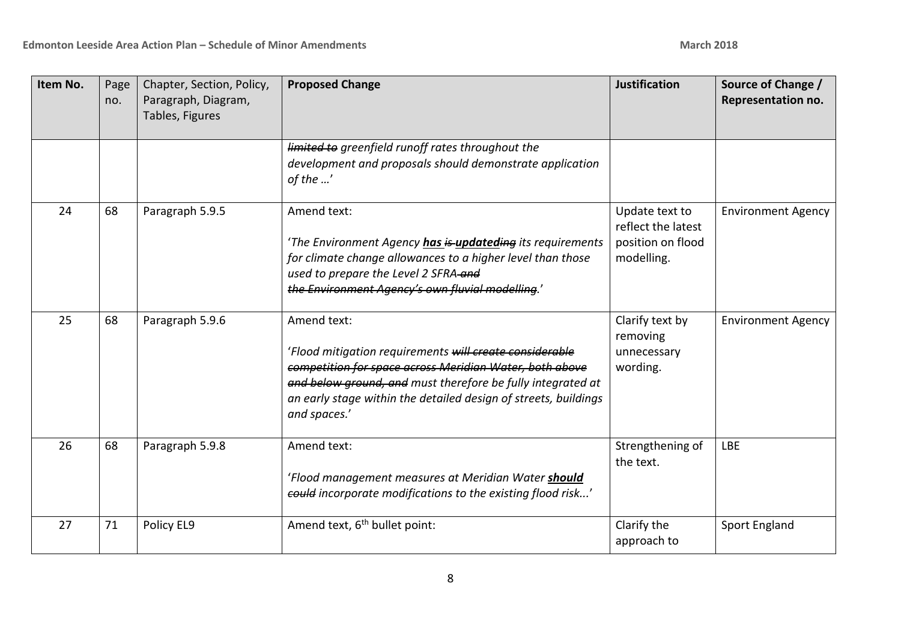| Item No. | Page no. | Chapter, Section, Policy, Paragraph, Diagram, Tables, Figures | Proposed Change | Justification | Source of Change / Representation no. |
|---|---|---|---|---|---|
| | | | ~~*limited to*~~ *greenfield runoff rates throughout the development and proposals should demonstrate application of the …'* | | |
| 24 | 68 | Paragraph 5.9.5 | Amend text:<br><br>'*The Environment Agency **has** ~~is~~ **updated**~~ing~~ its requirements for climate change allowances to a higher level than those used to prepare the Level 2 SFRA ~~and the Environment Agency's own fluvial modelling~~.*' | Update text to reflect the latest position on flood modelling. | Environment Agency |
| 25 | 68 | Paragraph 5.9.6 | Amend text:<br><br>'*Flood mitigation requirements ~~will create considerable competition for space across Meridian Water, both above and below ground, and~~ must therefore be fully integrated at an early stage within the detailed design of streets, buildings and spaces.*' | Clarify text by removing unnecessary wording. | Environment Agency |
| 26 | 68 | Paragraph 5.9.8 | Amend text:<br><br>'*Flood management measures at Meridian Water **should** ~~could~~ incorporate modifications to the existing flood risk...*' | Strengthening of the text. | LBE |
| 27 | 71 | Policy EL9 | Amend text, 6th bullet point: | Clarify the approach to | Sport England |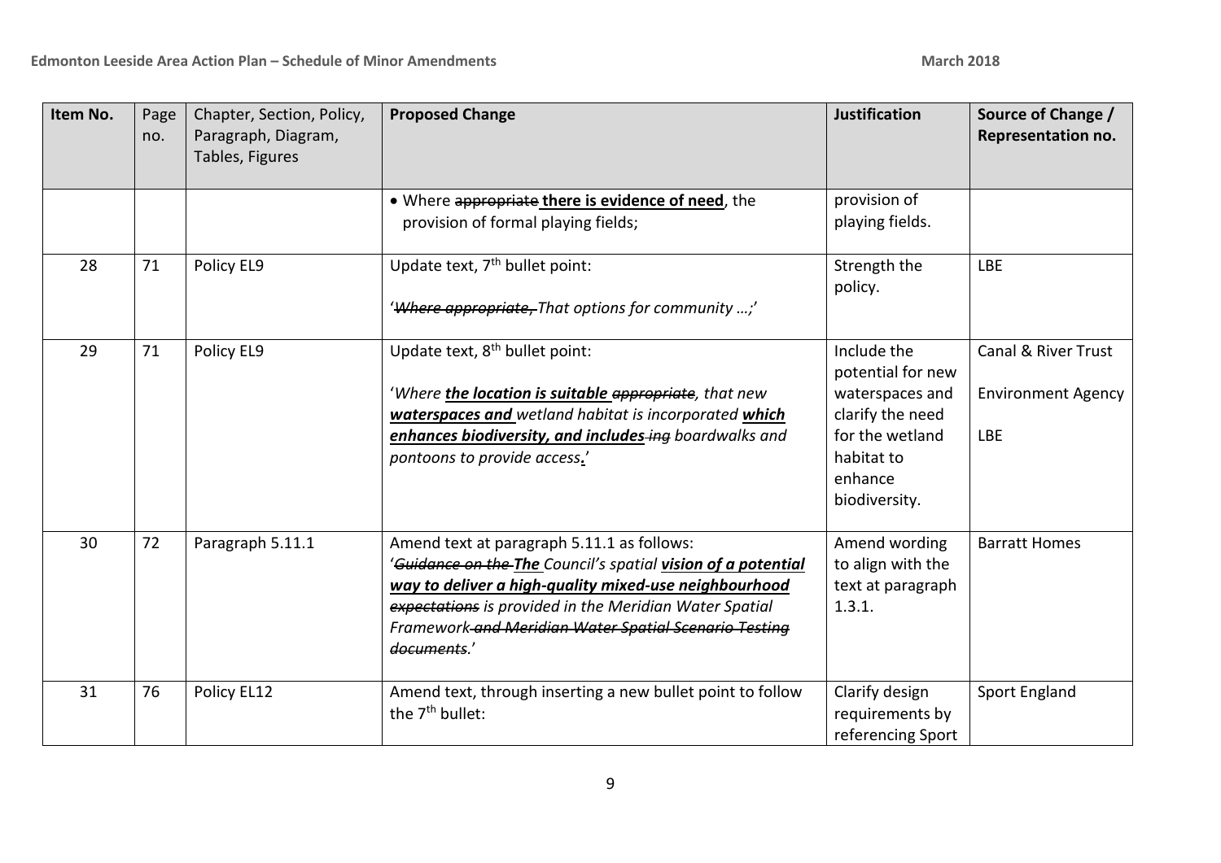| Item No. | Page no. | Chapter, Section, Policy, Paragraph, Diagram, Tables, Figures | Proposed Change | Justification | Source of Change / Representation no. |
|---|---|---|---|---|---|
| | | | • Where ~~appropriate~~ **there is evidence of need**, the provision of formal playing fields; | provision of playing fields. | |
| 28 | 71 | Policy EL9 | Update text, 7th bullet point:<br><br>'*~~Where appropriate,~~ That options for community …;*' | Strength the policy. | LBE |
| 29 | 71 | Policy EL9 | Update text, 8th bullet point:<br><br>'*Where **the location is suitable** ~~appropriate~~, that new **waterspaces and** wetland habitat is incorporated **which enhances biodiversity, and includes** ~~-ing~~ boardwalks and pontoons to provide access**.***' | Include the potential for new waterspaces and clarify the need for the wetland habitat to enhance biodiversity. | Canal & River Trust<br><br>Environment Agency<br><br>LBE |
| 30 | 72 | Paragraph 5.11.1 | Amend text at paragraph 5.11.1 as follows:<br>'*~~Guidance on the~~ **The** Council's spatial **vision of a potential way to deliver a high-quality mixed-use neighbourhood** ~~expectations~~ is provided in the Meridian Water Spatial Framework ~~and Meridian Water Spatial Scenario Testing documents~~.*' | Amend wording to align with the text at paragraph 1.3.1. | Barratt Homes |
| 31 | 76 | Policy EL12 | Amend text, through inserting a new bullet point to follow the 7th bullet: | Clarify design requirements by referencing Sport | Sport England |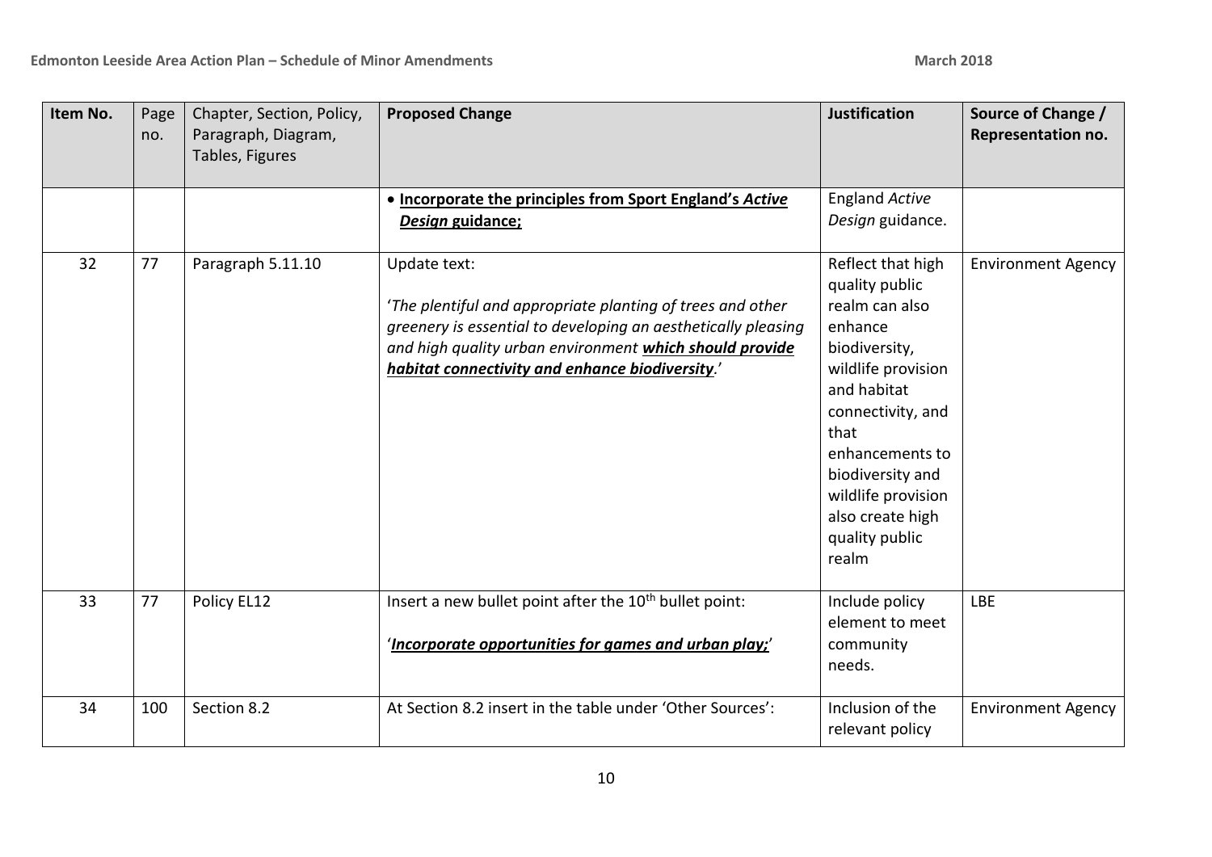| Item No. | Page no. | Chapter, Section, Policy, Paragraph, Diagram, Tables, Figures | Proposed Change | Justification | Source of Change / Representation no. |
|---|---|---|---|---|---|
| | | | • **Incorporate the principles from Sport England's *Active Design* guidance;** | England *Active Design* guidance. | |
| 32 | 77 | Paragraph 5.11.10 | Update text: '*The plentiful and appropriate planting of trees and other greenery is essential to developing an aesthetically pleasing and high quality urban environment **which should provide habitat connectivity and enhance biodiversity**.*' | Reflect that high quality public realm can also enhance biodiversity, wildlife provision and habitat connectivity, and that enhancements to biodiversity and wildlife provision also create high quality public realm | Environment Agency |
| 33 | 77 | Policy EL12 | Insert a new bullet point after the 10th bullet point: '***Incorporate opportunities for games and urban play;***' | Include policy element to meet community needs. | LBE |
| 34 | 100 | Section 8.2 | At Section 8.2 insert in the table under 'Other Sources': | Inclusion of the relevant policy | Environment Agency |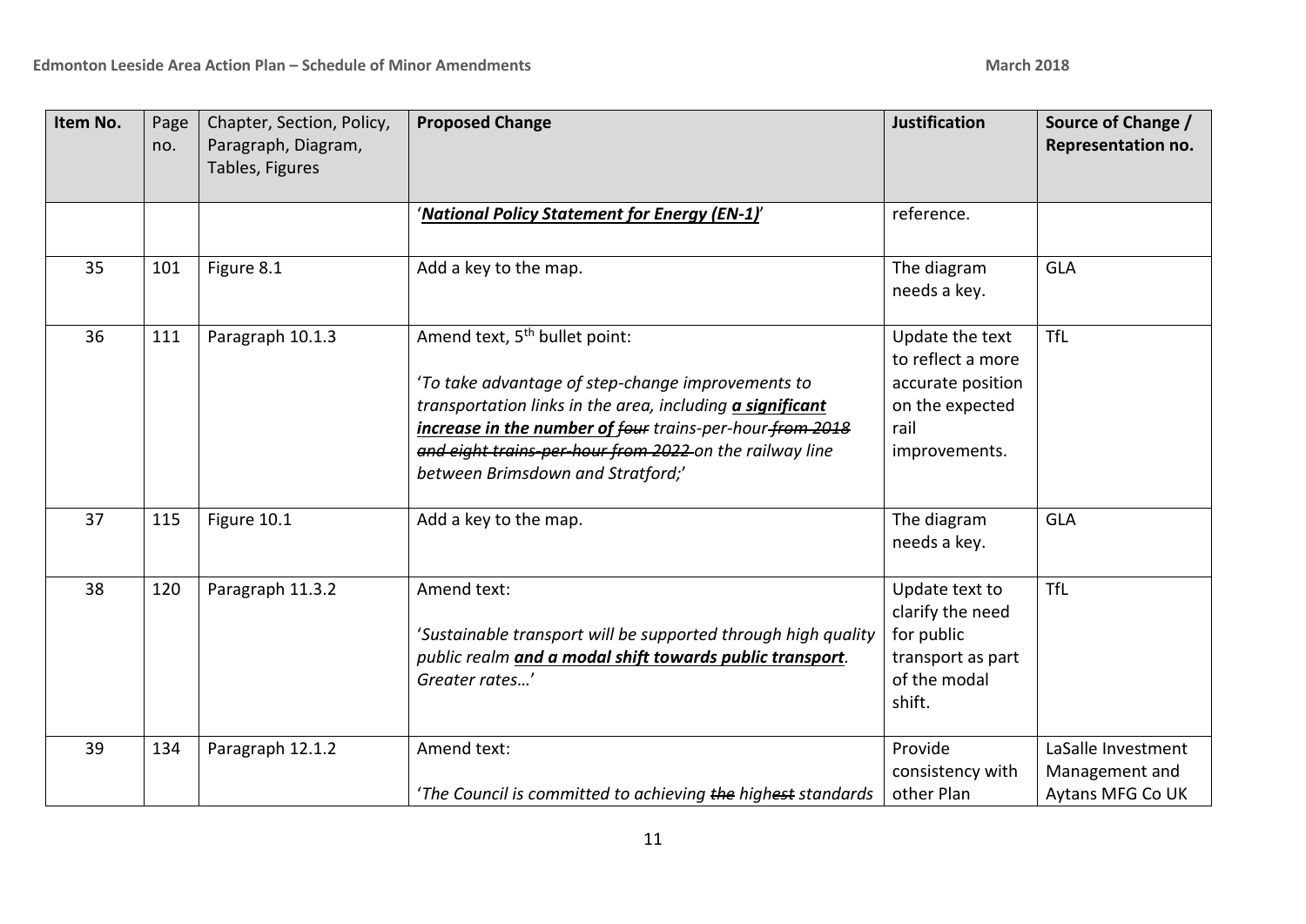| Item No. | Page no. | Chapter, Section, Policy, Paragraph, Diagram, Tables, Figures | Proposed Change | Justification | Source of Change / Representation no. |
|---|---|---|---|---|---|
| | | | '***National Policy Statement for Energy (EN-1)***' | reference. | |
| 35 | 101 | Figure 8.1 | Add a key to the map. | The diagram needs a key. | GLA |
| 36 | 111 | Paragraph 10.1.3 | Amend text, 5th bullet point:<br><br>'*To take advantage of step-change improvements to transportation links in the area, including* ***a significant increase in the number of*** ~~*four*~~ *trains-per-hour* ~~*from 2018 and eight trains-per-hour from 2022*~~ *on the railway line between Brimsdown and Stratford;*' | Update the text to reflect a more accurate position on the expected rail improvements. | TfL |
| 37 | 115 | Figure 10.1 | Add a key to the map. | The diagram needs a key. | GLA |
| 38 | 120 | Paragraph 11.3.2 | Amend text:<br><br>'*Sustainable transport will be supported through high quality public realm* ***and a modal shift towards public transport****. Greater rates…*' | Update text to clarify the need for public transport as part of the modal shift. | TfL |
| 39 | 134 | Paragraph 12.1.2 | Amend text:<br><br>'*The Council is committed to achieving* ~~*the*~~ *high*~~*est*~~ *standards* | Provide consistency with other Plan | LaSalle Investment Management and Aytans MFG Co UK |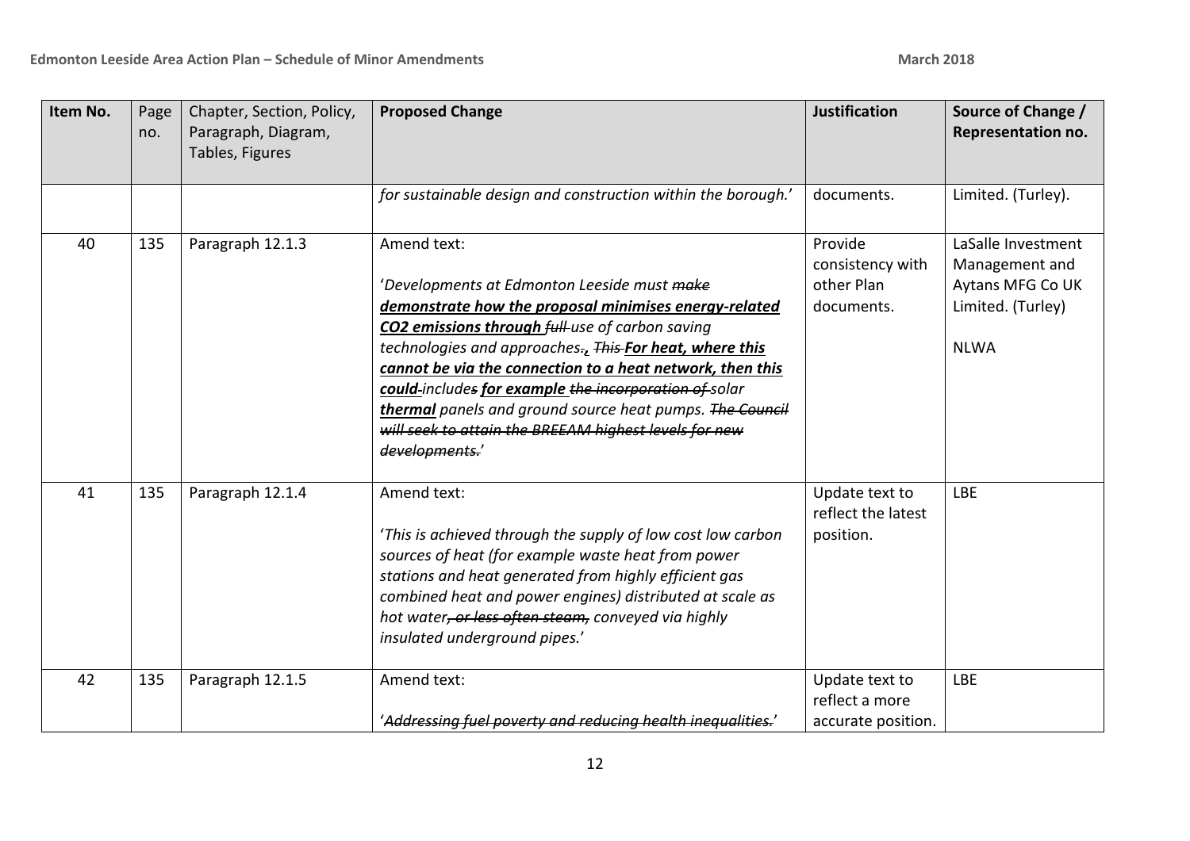| Item No. | Page no. | Chapter, Section, Policy, Paragraph, Diagram, Tables, Figures | Proposed Change | Justification | Source of Change / Representation no. |
|---|---|---|---|---|---|
| | | | *for sustainable design and construction within the borough.*' | documents. | Limited. (Turley). |
| 40 | 135 | Paragraph 12.1.3 | Amend text:<br><br>'*Developments at Edmonton Leeside must ~~make~~ **demonstrate how the proposal minimises energy-related CO2 emissions through** ~~full~~ use of carbon saving technologies and approaches.~~,~~ ~~This~~ **For heat, where this cannot be via the connection to a heat network, then this could** include~~s~~ **for example** ~~the incorporation of~~ solar **thermal** panels and ground source heat pumps. ~~The Council will seek to attain the BREEAM highest levels for new developments.~~*' | Provide consistency with other Plan documents. | LaSalle Investment Management and Aytans MFG Co UK Limited. (Turley)<br><br>NLWA |
| 41 | 135 | Paragraph 12.1.4 | Amend text:<br><br>'*This is achieved through the supply of low cost low carbon sources of heat (for example waste heat from power stations and heat generated from highly efficient gas combined heat and power engines) distributed at scale as hot water~~, or less often steam,~~ conveyed via highly insulated underground pipes.*' | Update text to reflect the latest position. | LBE |
| 42 | 135 | Paragraph 12.1.5 | Amend text:<br><br>'~~*Addressing fuel poverty and reducing health inequalities.*~~' | Update text to reflect a more accurate position. | LBE |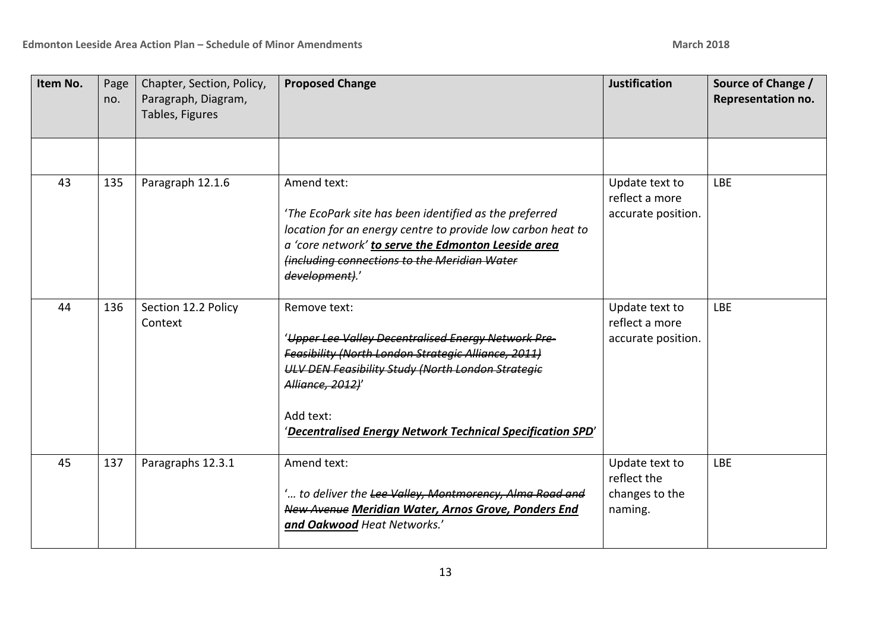| Item No. | Page no. | Chapter, Section, Policy, Paragraph, Diagram, Tables, Figures | Proposed Change | Justification | Source of Change / Representation no. |
|---|---|---|---|---|---|
| | | | | | |
| 43 | 135 | Paragraph 12.1.6 | Amend text:<br><br>'*The EcoPark site has been identified as the preferred location for an energy centre to provide low carbon heat to a 'core network'* ***to serve the Edmonton Leeside area*** ~~*(including connections to the Meridian Water development)*~~.' | Update text to reflect a more accurate position. | LBE |
| 44 | 136 | Section 12.2 Policy Context | Remove text:<br><br>'~~*Upper Lee Valley Decentralised Energy Network Pre-Feasibility (North London Strategic Alliance, 2011)*~~<br>~~*ULV DEN Feasibility Study (North London Strategic Alliance, 2012)*~~'<br><br>Add text:<br>'***Decentralised Energy Network Technical Specification SPD***' | Update text to reflect a more accurate position. | LBE |
| 45 | 137 | Paragraphs 12.3.1 | Amend text:<br><br>'*… to deliver the* ~~*Lee Valley, Montmorency, Alma Road and New Avenue*~~ ***Meridian Water, Arnos Grove, Ponders End and Oakwood*** *Heat Networks.*' | Update text to reflect the changes to the naming. | LBE |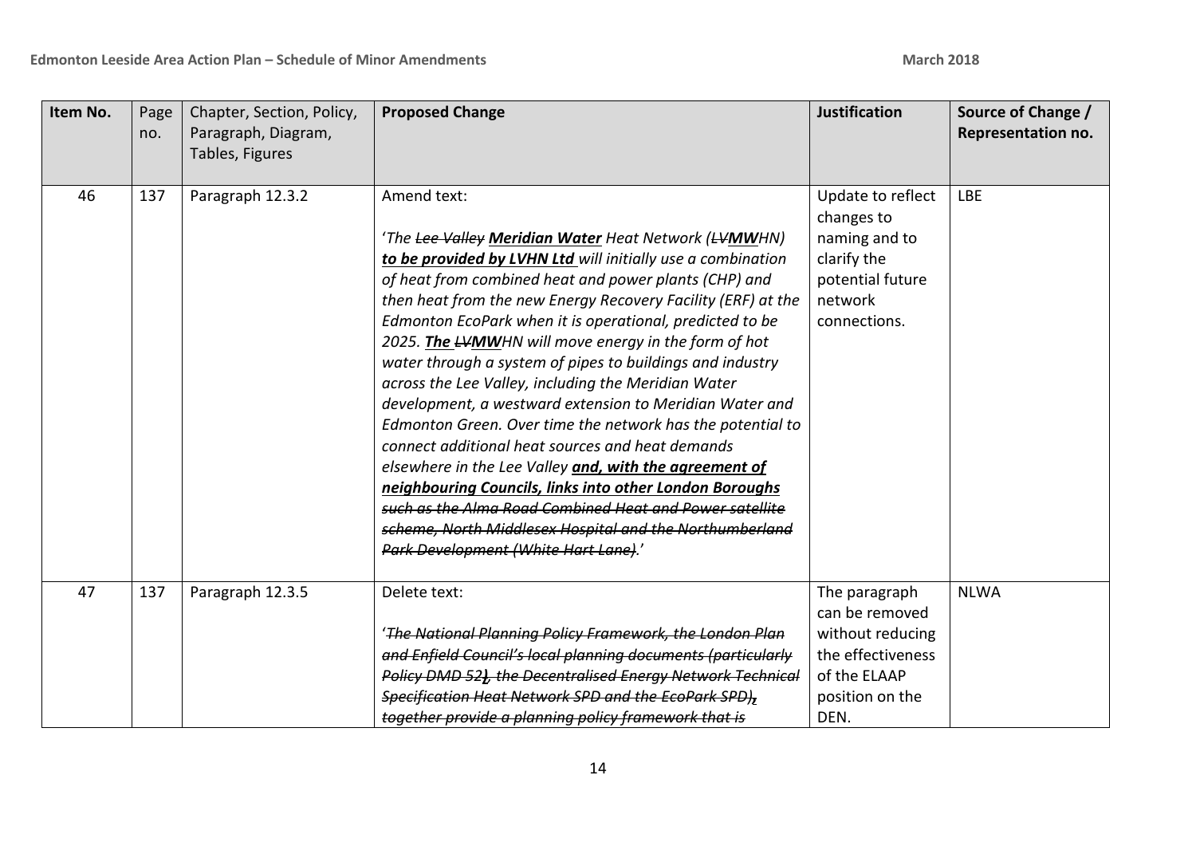| Item No. | Page no. | Chapter, Section, Policy, Paragraph, Diagram, Tables, Figures | Proposed Change | Justification | Source of Change / Representation no. |
|---|---|---|---|---|---|
| 46 | 137 | Paragraph 12.3.2 | Amend text:<br><br>'*The ~~Lee Valley~~ **Meridian Water** Heat Network (~~LV~~**MW**HN) **to be provided by LVHN Ltd** will initially use a combination of heat from combined heat and power plants (CHP) and then heat from the new Energy Recovery Facility (ERF) at the Edmonton EcoPark when it is operational, predicted to be 2025. **The** ~~LV~~**MW**HN will move energy in the form of hot water through a system of pipes to buildings and industry across the Lee Valley, including the Meridian Water development, a westward extension to Meridian Water and Edmonton Green. Over time the network has the potential to connect additional heat sources and heat demands elsewhere in the Lee Valley **and, with the agreement of neighbouring Councils, links into other London Boroughs** ~~such as the Alma Road Combined Heat and Power satellite scheme, North Middlesex Hospital and the Northumberland Park Development (White Hart Lane)~~.*' | Update to reflect changes to naming and to clarify the potential future network connections. | LBE |
| 47 | 137 | Paragraph 12.3.5 | Delete text:<br><br>'~~*The National Planning Policy Framework, the London Plan and Enfield Council's local planning documents (particularly Policy DMD 52), the Decentralised Energy Network Technical Specification Heat Network SPD and the EcoPark SPD), together provide a planning policy framework that is*~~ | The paragraph can be removed without reducing the effectiveness of the ELAAP position on the DEN. | NLWA |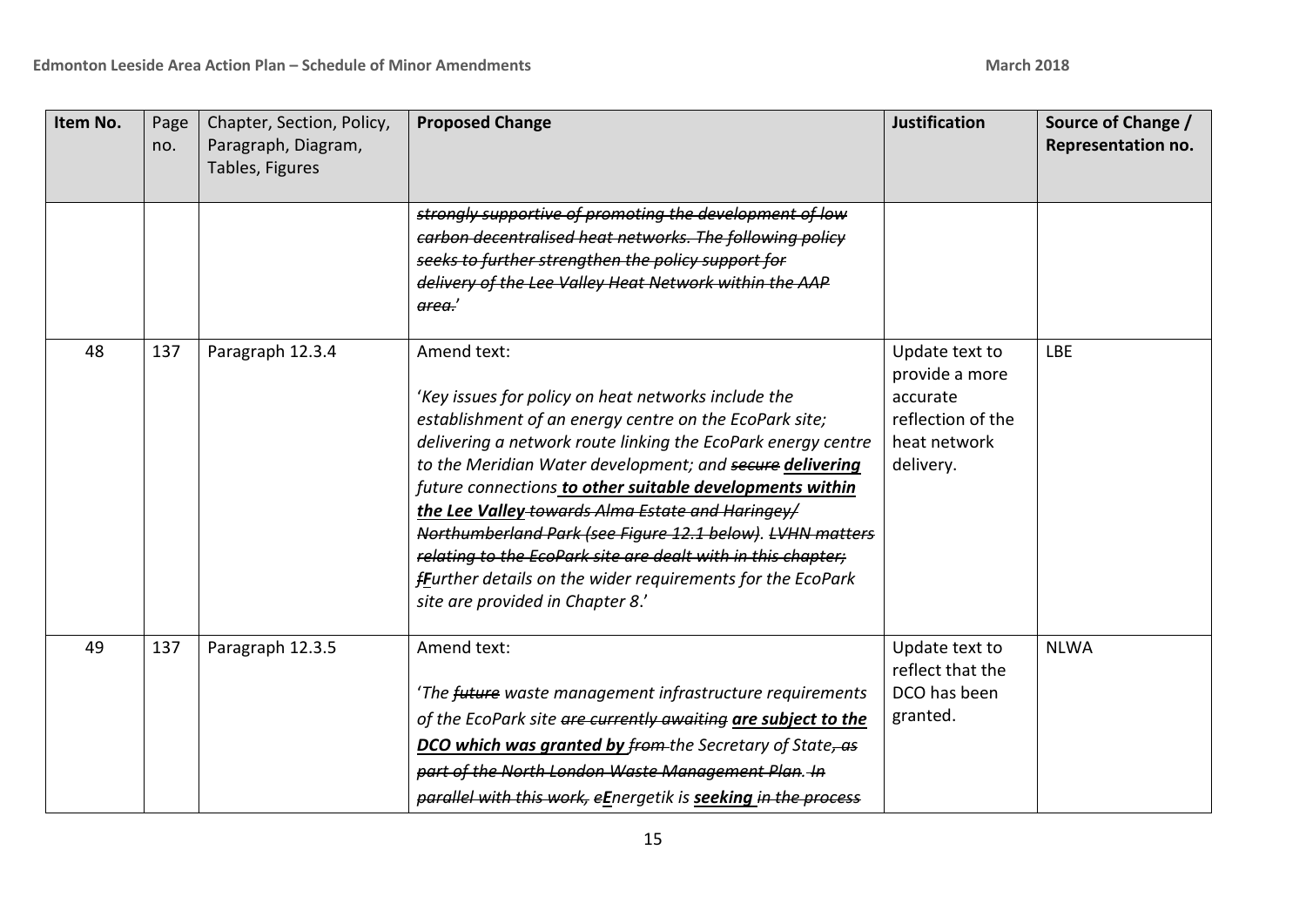| Item No. | Page no. | Chapter, Section, Policy, Paragraph, Diagram, Tables, Figures | Proposed Change | Justification | Source of Change / Representation no. |
|---|---|---|---|---|---|
| | | | ~~*strongly supportive of promoting the development of low carbon decentralised heat networks. The following policy seeks to further strengthen the policy support for delivery of the Lee Valley Heat Network within the AAP area.*~~' | | |
| 48 | 137 | Paragraph 12.3.4 | Amend text:<br><br>'*Key issues for policy on heat networks include the establishment of an energy centre on the EcoPark site; delivering a network route linking the EcoPark energy centre to the Meridian Water development; and ~~secure~~ **<u>delivering</u>** future connections **<u>to other suitable developments within the Lee Valley</u>** ~~towards Alma Estate and Haringey/ Northumberland Park (see Figure 12.1 below). LVHN matters relating to the EcoPark site are dealt with in this chapter; f~~**<u>F</u>**urther details on the wider requirements for the EcoPark site are provided in Chapter 8.*' | Update text to provide a more accurate reflection of the heat network delivery. | LBE |
| 49 | 137 | Paragraph 12.3.5 | Amend text:<br><br>'*The ~~future~~ waste management infrastructure requirements of the EcoPark site ~~are currently awaiting~~ **<u>are subject to the DCO which was granted by</u>** ~~from~~ the Secretary of State~~, as part of the North London Waste Management Plan. In parallel with this work, e~~**<u>E</u>**nergetik is **<u>seeking</u>** ~~in the process~~* | Update text to reflect that the DCO has been granted. | NLWA |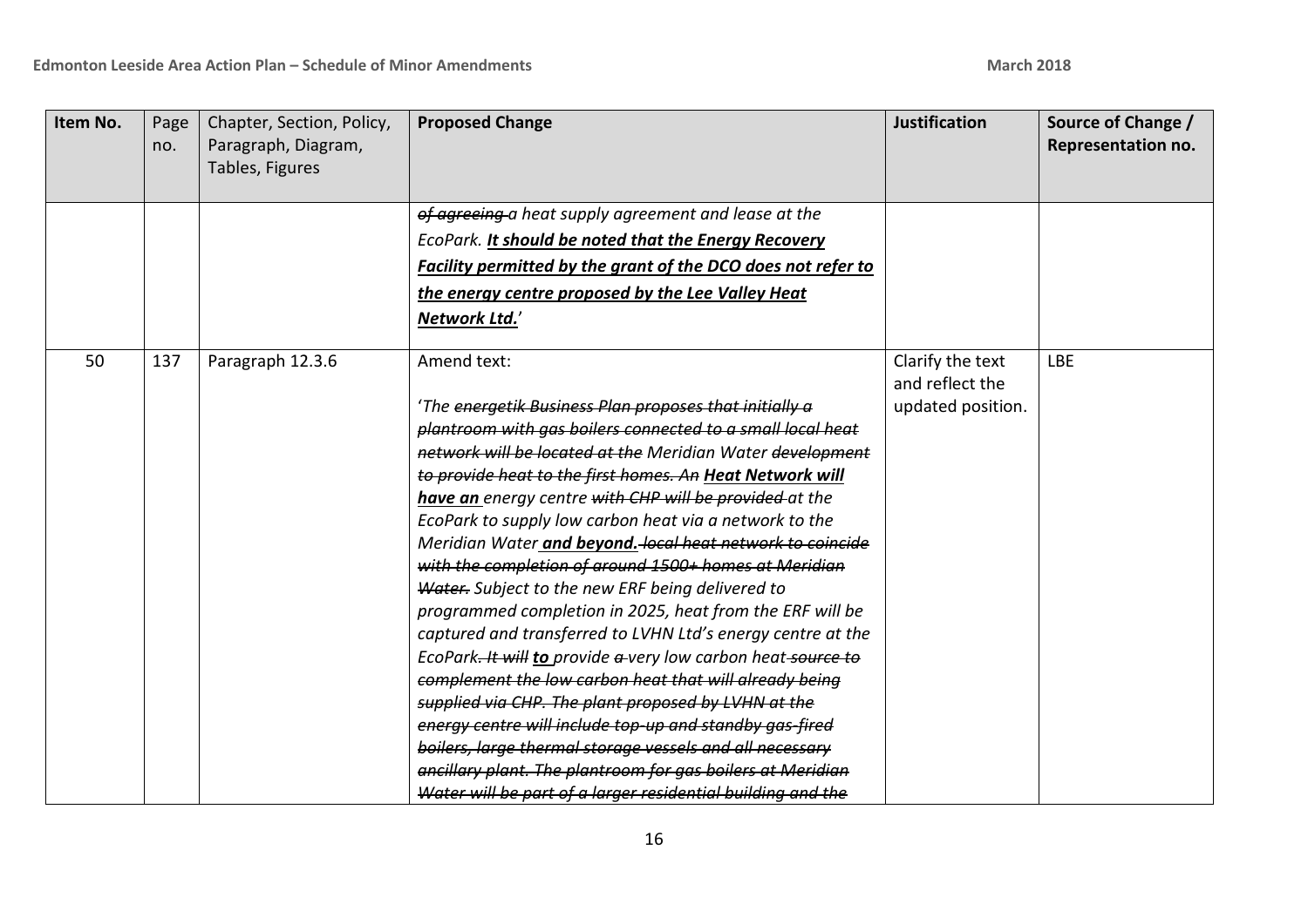| Item No. | Page no. | Chapter, Section, Policy, Paragraph, Diagram, Tables, Figures | Proposed Change | Justification | Source of Change / Representation no. |
|---|---|---|---|---|---|
| | | | *~~of agreeing~~ a heat supply agreement and lease at the EcoPark.* ***<u>It should be noted that the Energy Recovery Facility permitted by the grant of the DCO does not refer to the energy centre proposed by the Lee Valley Heat Network Ltd.</u>***' | | |
| 50 | 137 | Paragraph 12.3.6 | Amend text:<br><br>'*The ~~energetik Business Plan proposes that initially a plantroom with gas boilers connected to a small local heat network will be located at the~~ Meridian Water ~~development to provide heat to the first homes. An~~* ***<u>Heat Network will have an</u>*** *energy centre ~~with CHP will be provided~~ at the EcoPark to supply low carbon heat via a network to the Meridian Water* ***<u>and beyond.</u>*** *~~local heat network to coincide with the completion of around 1500+ homes at Meridian Water.~~ Subject to the new ERF being delivered to programmed completion in 2025, heat from the ERF will be captured and transferred to LVHN Ltd's energy centre at the EcoPark~~. It will~~* ***<u>to</u>*** *provide ~~a~~ very low carbon heat ~~source to complement the low carbon heat that will already being supplied via CHP. The plant proposed by LVHN at the energy centre will include top-up and standby gas-fired boilers, large thermal storage vessels and all necessary ancillary plant. The plantroom for gas boilers at Meridian Water will be part of a larger residential building and the~~* | Clarify the text and reflect the updated position. | LBE |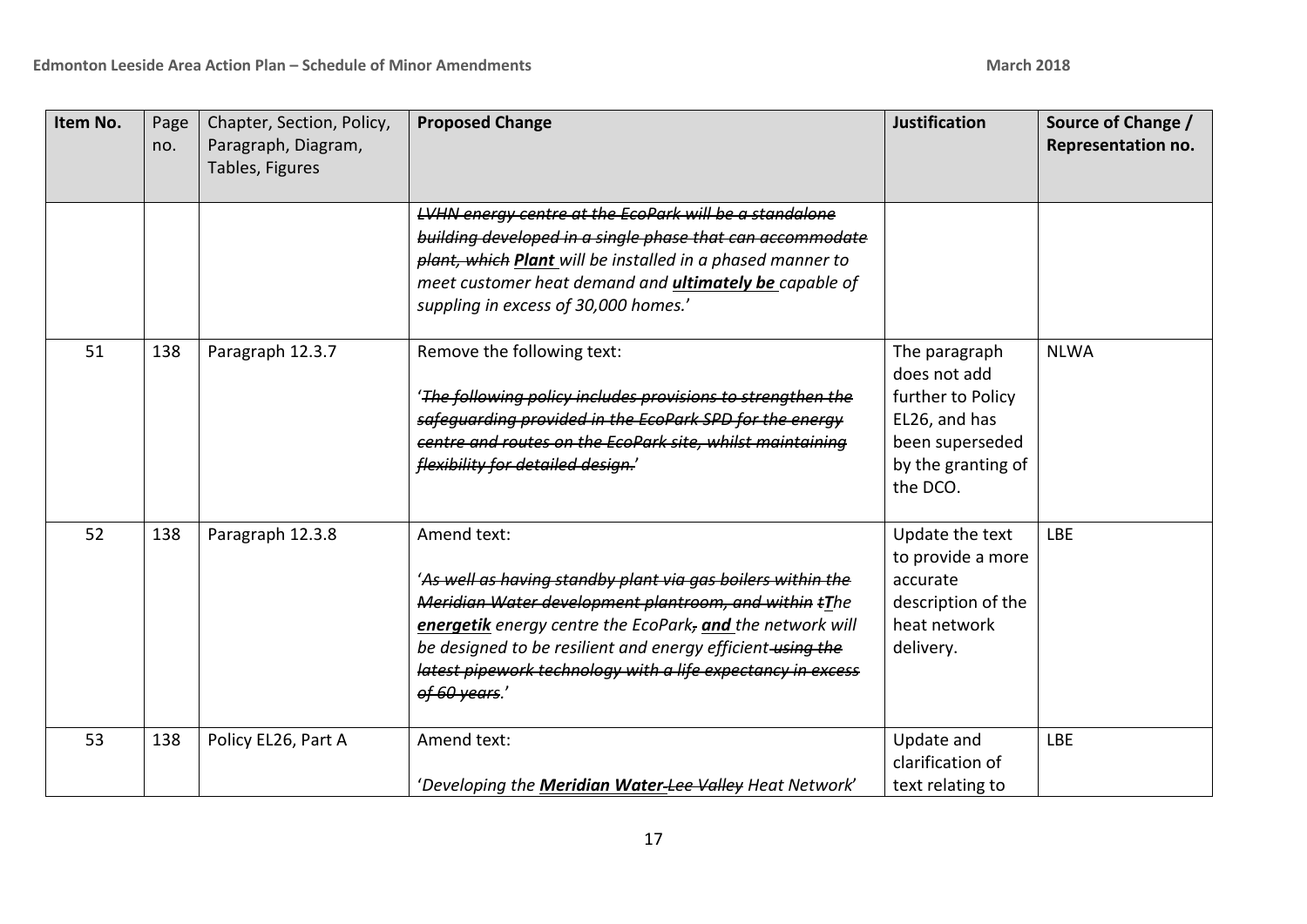| Item No. | Page no. | Chapter, Section, Policy, Paragraph, Diagram, Tables, Figures | Proposed Change | Justification | Source of Change / Representation no. |
|---|---|---|---|---|---|
| | | | ~~*LVHN energy centre at the EcoPark will be a standalone building developed in a single phase that can accommodate plant, which*~~ ***Plant*** *will be installed in a phased manner to meet customer heat demand and* ***ultimately be*** *capable of suppling in excess of 30,000 homes.*' | | |
| 51 | 138 | Paragraph 12.3.7 | Remove the following text:<br><br>'~~*The following policy includes provisions to strengthen the safeguarding provided in the EcoPark SPD for the energy centre and routes on the EcoPark site, whilst maintaining flexibility for detailed design.*~~' | The paragraph does not add further to Policy EL26, and has been superseded by the granting of the DCO. | NLWA |
| 52 | 138 | Paragraph 12.3.8 | Amend text:<br><br>'~~*As well as having standby plant via gas boilers within the Meridian Water development plantroom, and within t*~~***T****he* ***energetik*** *energy centre the EcoPark*~~*,*~~ ***and*** *the network will be designed to be resilient and energy efficient* ~~*using the latest pipework technology with a life expectancy in excess of 60 years*~~.' | Update the text to provide a more accurate description of the heat network delivery. | LBE |
| 53 | 138 | Policy EL26, Part A | Amend text:<br><br>'*Developing the* ***Meridian Water*** ~~*Lee Valley*~~ *Heat Network*' | Update and clarification of text relating to | LBE |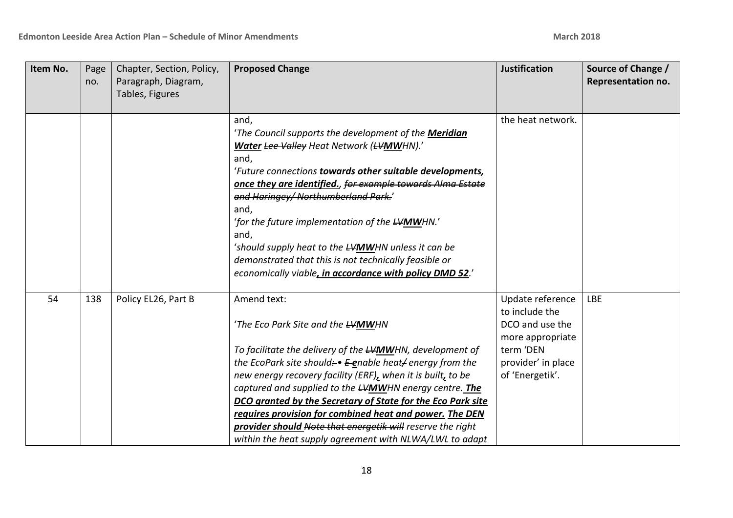| Item No. | Page no. | Chapter, Section, Policy, Paragraph, Diagram, Tables, Figures | Proposed Change | Justification | Source of Change / Representation no. |
|---|---|---|---|---|---|
| | | | and,<br>*'The Council supports the development of the* ***<u>Meridian Water</u>*** *~~Lee Valley~~ Heat Network (~~LV~~****<u>MW</u>****HN).'*<br>and,<br>*'Future connections* ***<u>towards other suitable developments, once they are identified.</u>****, ~~for example towards Alma Estate and Haringey/ Northumberland Park.~~'*<br>and,<br>*'for the future implementation of the ~~LV~~****<u>MW</u>****HN.'*<br>and,<br>*'should supply heat to the ~~LV~~****<u>MW</u>****HN unless it can be demonstrated that this is not technically feasible or economically viable****<u>, in accordance with policy DMD 52</u>****.'* | the heat network. | |
| 54 | 138 | Policy EL26, Part B | Amend text:<br><br>*'The Eco Park Site and the ~~LV~~****<u>MW</u>****HN*<br><br>*To facilitate the delivery of the ~~LV~~****<u>MW</u>****HN, development of the EcoPark site should~~:~~ ~~•~~ ~~E~~* ***<u>e</u>****nable heat~~/~~ energy from the new energy recovery facility (ERF)****<u>,</u>*** *when it is built****<u>,</u>*** *to be captured and supplied to the ~~LV~~****<u>MW</u>****HN energy centre.* ***<u>The DCO granted by the Secretary of State for the Eco Park site requires provision for combined heat and power. The DEN provider should</u>*** *~~Note that energetik will~~ reserve the right within the heat supply agreement with NLWA/LWL to adapt* | Update reference to include the DCO and use the more appropriate term 'DEN provider' in place of 'Energetik'. | LBE |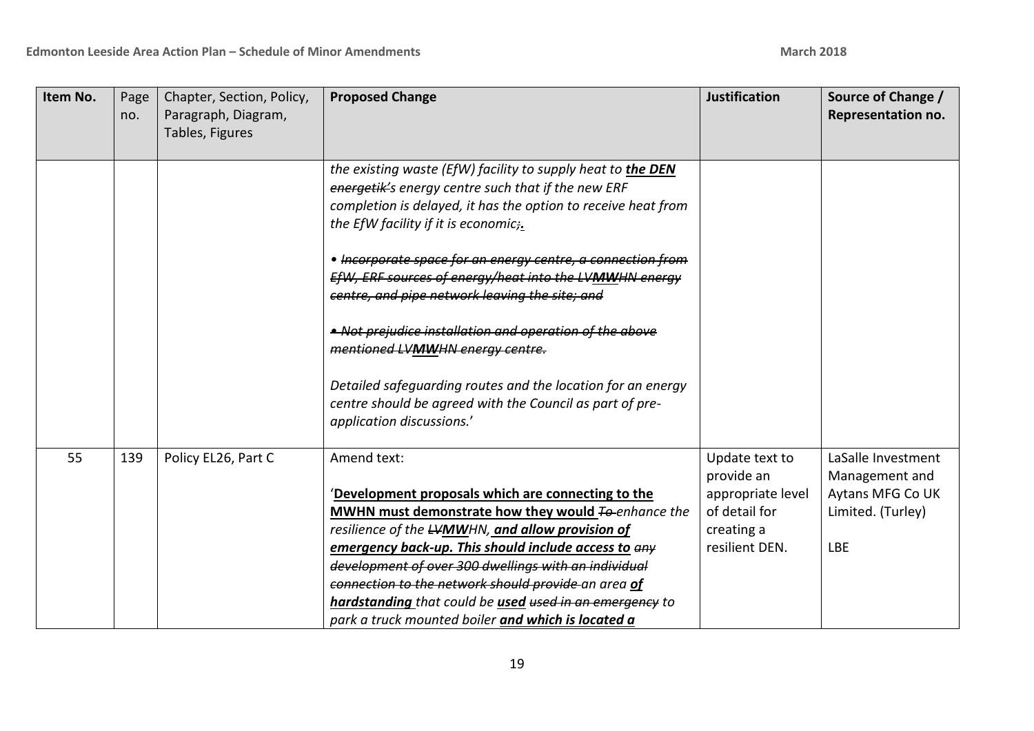| Item No. | Page no. | Chapter, Section, Policy, Paragraph, Diagram, Tables, Figures | Proposed Change | Justification | Source of Change / Representation no. |
|---|---|---|---|---|---|
| | | | *the existing waste (EfW) facility to supply heat to **the DEN** ~~energetik'~~s energy centre such that if the new ERF completion is delayed, it has the option to receive heat from the EfW facility if it is economic~~;~~**.**<br><br>• ~~Incorporate space for an energy centre, a connection from EfW, ERF sources of energy/heat into the LV**MW**HN energy centre, and pipe network leaving the site; and~~<br><br>~~• Not prejudice installation and operation of the above mentioned LV**MW**HN energy centre.~~<br><br>Detailed safeguarding routes and the location for an energy centre should be agreed with the Council as part of pre-application discussions.*' | | |
| 55 | 139 | Policy EL26, Part C | Amend text:<br><br>'**Development proposals which are connecting to the MWHN must demonstrate how they would** ~~To~~ *enhance the resilience of the* ~~LV~~***MW****HN,* ***and allow provision of emergency back-up. This should include access to*** ~~any development of over 300 dwellings with an individual connection to the network should provide~~ *an area* ***of hardstanding*** *that could be* ***used*** ~~used in an emergency~~ *to park a truck mounted boiler* ***and which is located a*** | Update text to provide an appropriate level of detail for creating a resilient DEN. | LaSalle Investment Management and Aytans MFG Co UK Limited. (Turley)<br><br>LBE |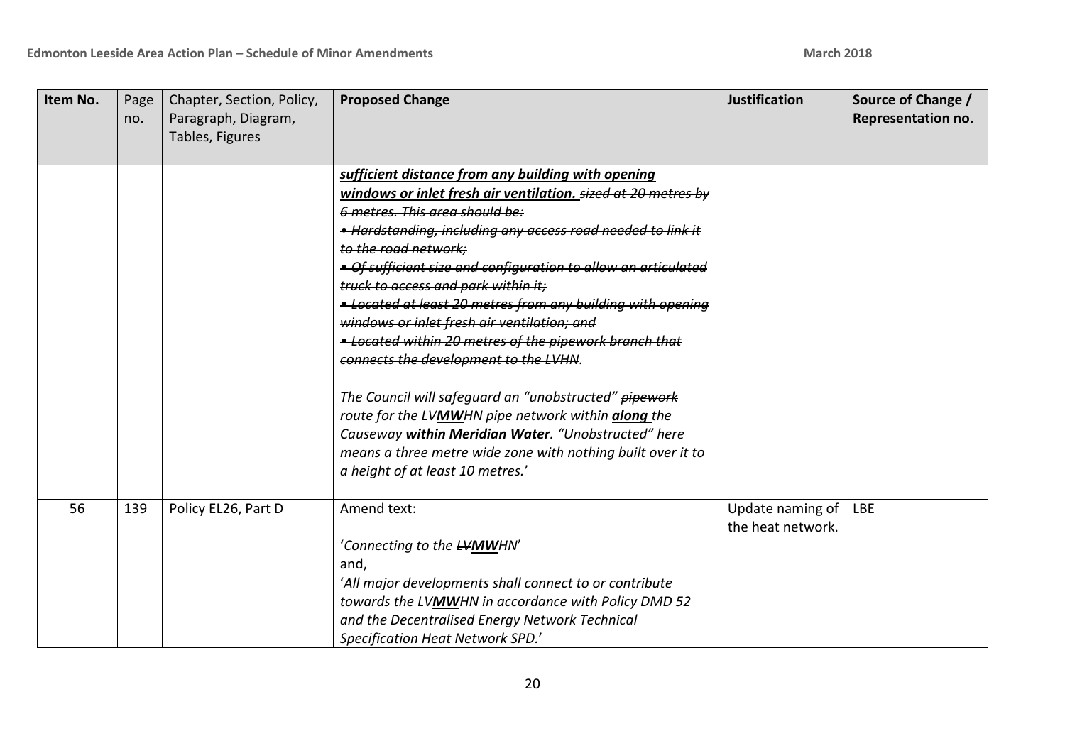| Item No. | Page no. | Chapter, Section, Policy, Paragraph, Diagram, Tables, Figures | Proposed Change | Justification | Source of Change / Representation no. |
|---|---|---|---|---|---|
| | | | ***sufficient distance from any building with opening windows or inlet fresh air ventilation.*** ~~*sized at 20 metres by 6 metres. This area should be:*~~<br>~~*• Hardstanding, including any access road needed to link it to the road network;*~~<br>~~*• Of sufficient size and configuration to allow an articulated truck to access and park within it;*~~<br>~~*• Located at least 20 metres from any building with opening windows or inlet fresh air ventilation; and*~~<br>~~*• Located within 20 metres of the pipework branch that connects the development to the LVHN.*~~<br><br>*The Council will safeguard an "unobstructed"* ~~*pipework*~~ *route for the* ~~*LV*~~***MW****HN pipe network* ~~*within*~~ ***along*** *the Causeway* ***within Meridian Water****. "Unobstructed" here means a three metre wide zone with nothing built over it to a height of at least 10 metres.*' | | |
| 56 | 139 | Policy EL26, Part D | Amend text:<br><br>'*Connecting to the* ~~*LV*~~***MW****HN*'<br>and,<br>'*All major developments shall connect to or contribute towards the* ~~*LV*~~***MW****HN in accordance with Policy DMD 52 and the Decentralised Energy Network Technical Specification Heat Network SPD.*' | Update naming of the heat network. | LBE |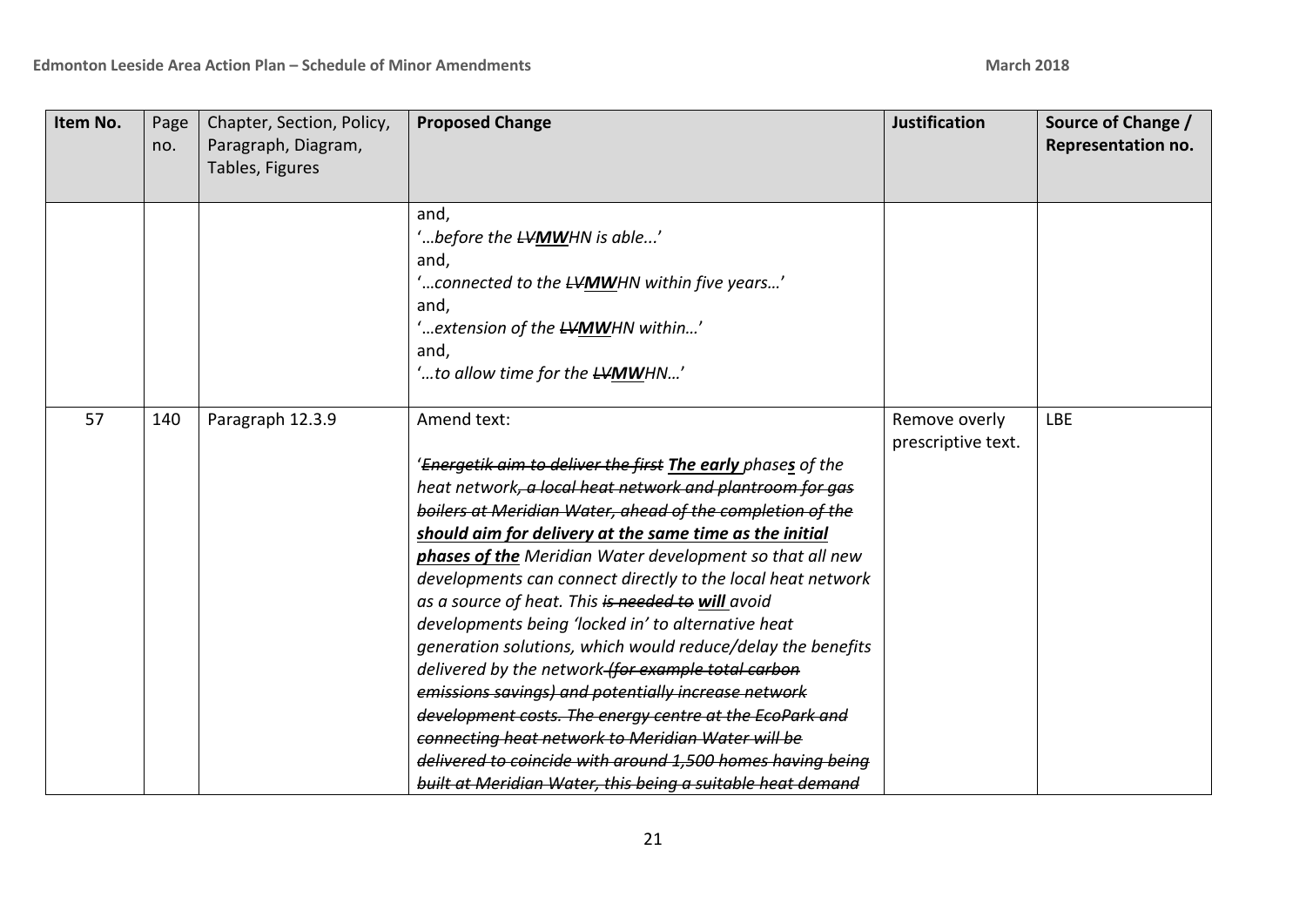| Item No. | Page no. | Chapter, Section, Policy, Paragraph, Diagram, Tables, Figures | Proposed Change | Justification | Source of Change / Representation no. |
|---|---|---|---|---|---|
| | | | and,<br>'*…before the ~~LV~~**MW**HN is able...*'<br>and,<br>'*…connected to the ~~LV~~**MW**HN within five years…*'<br>and,<br>'*…extension of the ~~LV~~**MW**HN within…*'<br>and,<br>'*…to allow time for the ~~LV~~**MW**HN…*' | | |
| 57 | 140 | Paragraph 12.3.9 | Amend text:<br><br>'*~~Energetik aim to deliver the first~~ **The early** phase**s** of the heat network~~, a local heat network and plantroom for gas boilers at Meridian Water, ahead of the completion of the~~ **should aim for delivery at the same time as the initial phases of the** Meridian Water development so that all new developments can connect directly to the local heat network as a source of heat. This ~~is needed to~~ **will** avoid developments being 'locked in' to alternative heat generation solutions, which would reduce/delay the benefits delivered by the network ~~(for example total carbon emissions savings) and potentially increase network development costs. The energy centre at the EcoPark and connecting heat network to Meridian Water will be delivered to coincide with around 1,500 homes having being built at Meridian Water, this being a suitable heat demand~~* | Remove overly prescriptive text. | LBE |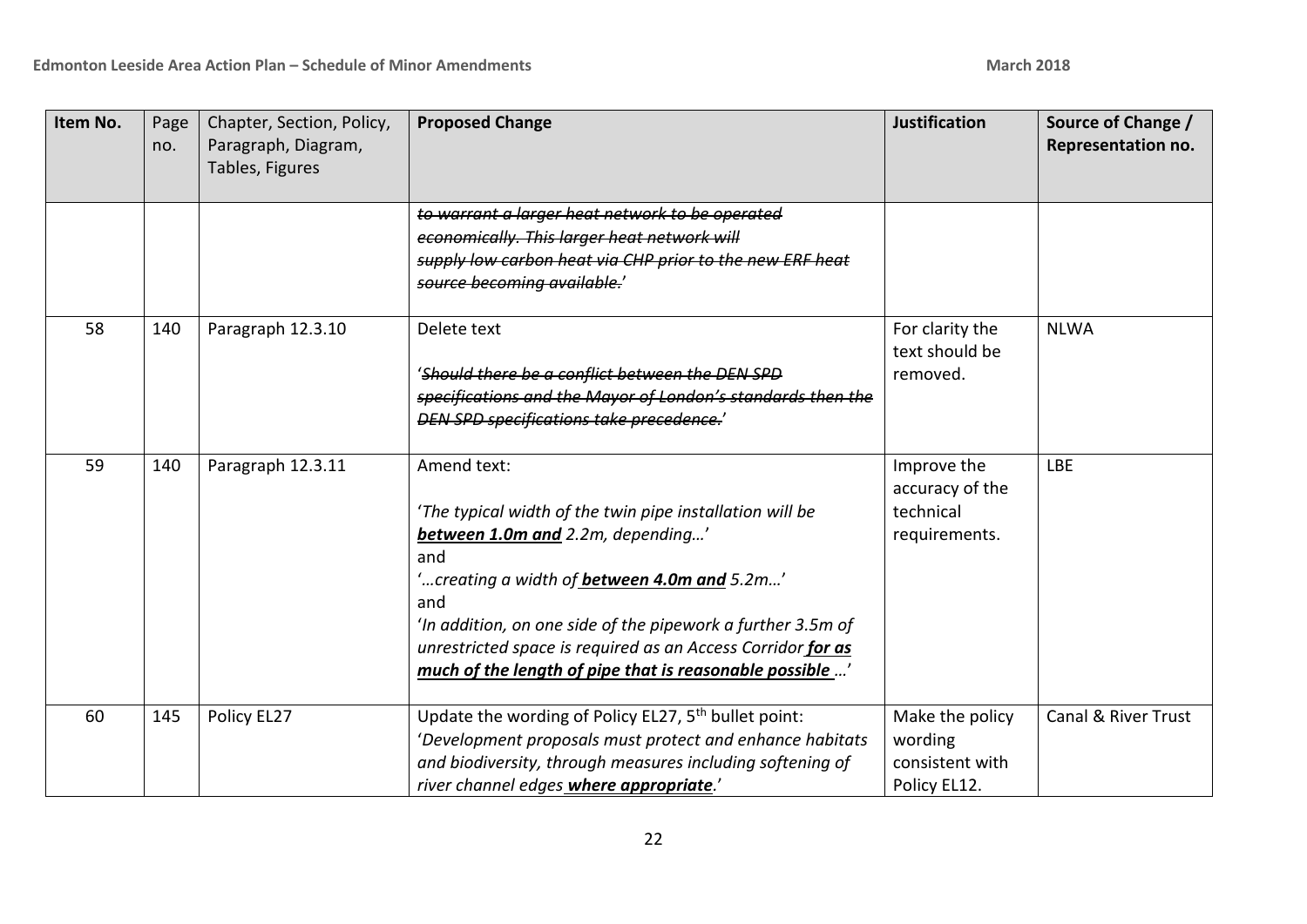| Item No. | Page no. | Chapter, Section, Policy, Paragraph, Diagram, Tables, Figures | Proposed Change | Justification | Source of Change / Representation no. |
|---|---|---|---|---|---|
| | | | ~~*to warrant a larger heat network to be operated economically. This larger heat network will supply low carbon heat via CHP prior to the new ERF heat source becoming available.*~~' | | |
| 58 | 140 | Paragraph 12.3.10 | Delete text<br><br>'~~*Should there be a conflict between the DEN SPD specifications and the Mayor of London's standards then the DEN SPD specifications take precedence.*~~' | For clarity the text should be removed. | NLWA |
| 59 | 140 | Paragraph 12.3.11 | Amend text:<br><br>'*The typical width of the twin pipe installation will be* ***<u>between 1.0m and</u>*** *2.2m, depending…*'<br>and<br>'*…creating a width of* ***<u>between 4.0m and</u>*** *5.2m…*'<br>and<br>'*In addition, on one side of the pipework a further 3.5m of unrestricted space is required as an Access Corridor* ***<u>for as much of the length of pipe that is reasonable possible</u>*** *…*' | Improve the accuracy of the technical requirements. | LBE |
| 60 | 145 | Policy EL27 | Update the wording of Policy EL27, 5th bullet point:<br>'*Development proposals must protect and enhance habitats and biodiversity, through measures including softening of river channel edges* ***<u>where appropriate</u>****.*' | Make the policy wording consistent with Policy EL12. | Canal & River Trust |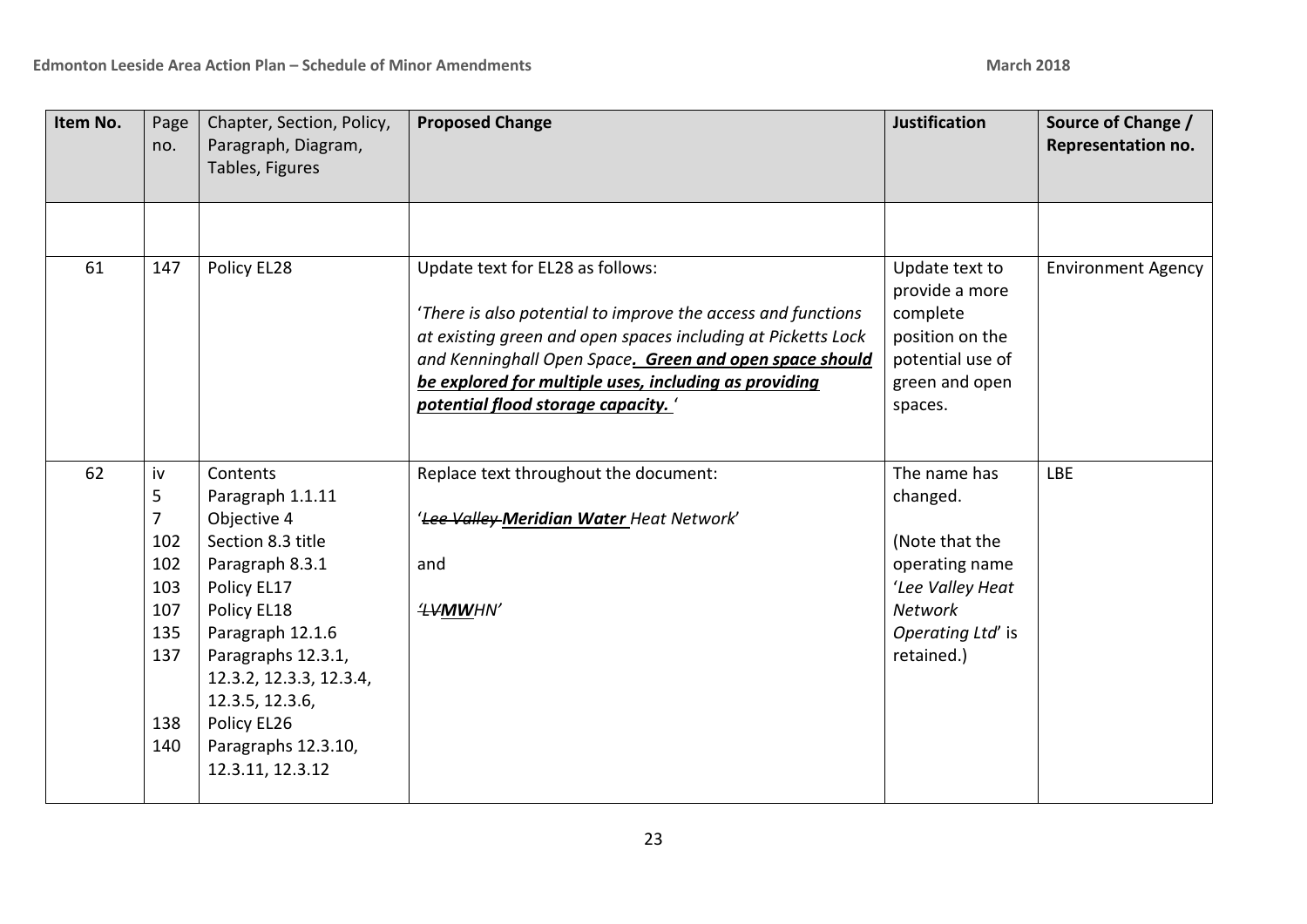| Item No. | Page no. | Chapter, Section, Policy, Paragraph, Diagram, Tables, Figures | Proposed Change | Justification | Source of Change / Representation no. |
|---|---|---|---|---|---|
| | | | | | |
| 61 | 147 | Policy EL28 | Update text for EL28 as follows:<br><br>'*There is also potential to improve the access and functions at existing green and open spaces including at Picketts Lock and Kenninghall Open Space**. Green and open space should be explored for multiple uses, including as providing potential flood storage capacity.*** ' | Update text to provide a more complete position on the potential use of green and open spaces. | Environment Agency |
| 62 | iv<br>5<br>7<br>102<br>102<br>103<br>107<br>135<br>137<br><br><br>138<br>140 | Contents<br>Paragraph 1.1.11<br>Objective 4<br>Section 8.3 title<br>Paragraph 8.3.1<br>Policy EL17<br>Policy EL18<br>Paragraph 12.1.6<br>Paragraphs 12.3.1, 12.3.2, 12.3.3, 12.3.4, 12.3.5, 12.3.6,<br>Policy EL26<br>Paragraphs 12.3.10, 12.3.11, 12.3.12 | Replace text throughout the document:<br><br>'~~*Lee Valley*~~ ***Meridian Water*** *Heat Network*'<br><br>and<br><br>'~~*LV*~~***MW****HN*' | The name has changed.<br><br>(Note that the operating name '*Lee Valley Heat Network Operating Ltd*' is retained.) | LBE |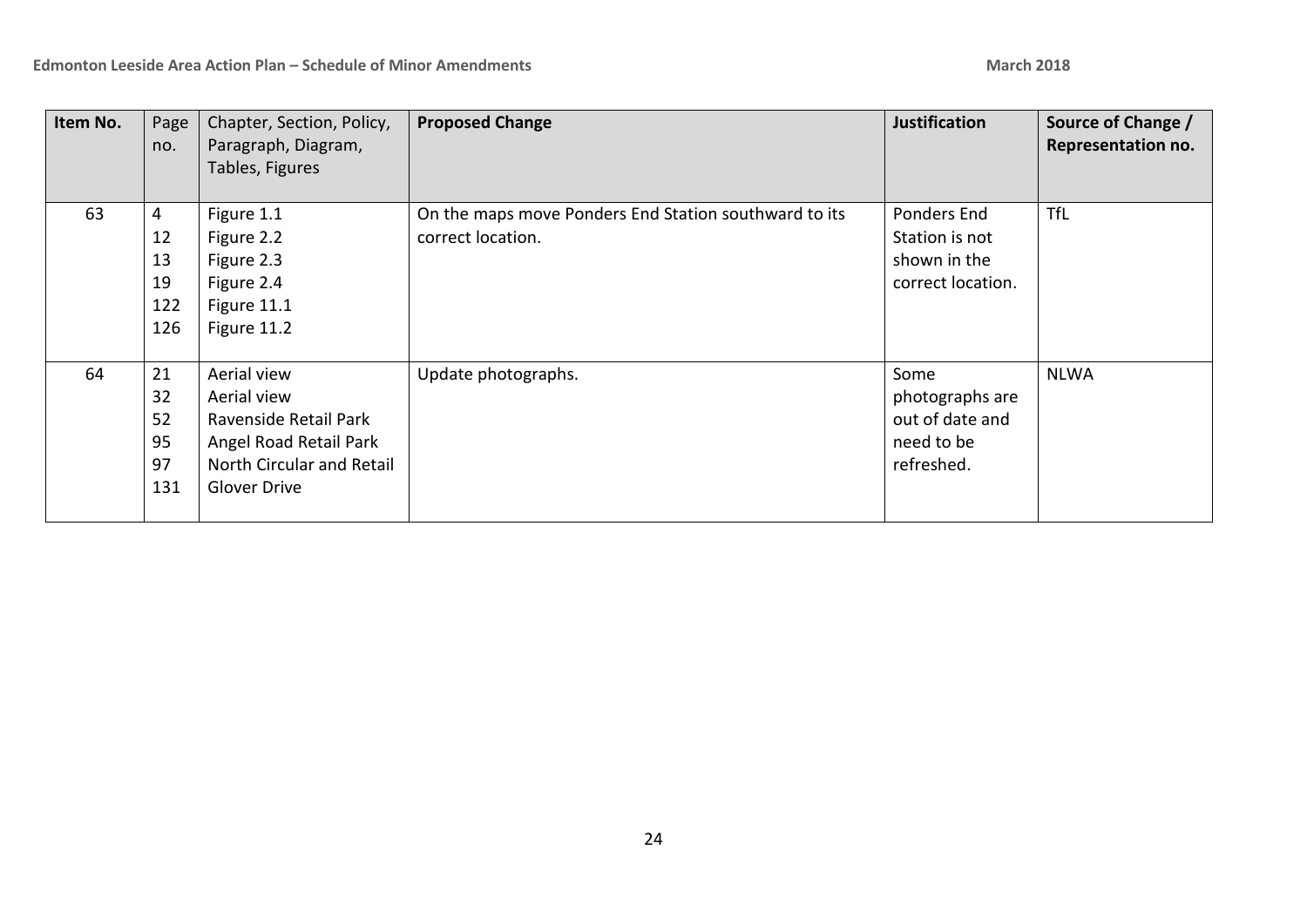| Item No. | Page no. | Chapter, Section, Policy, Paragraph, Diagram, Tables, Figures | Proposed Change | Justification | Source of Change / Representation no. |
|---|---|---|---|---|---|
| 63 | 4<br>12<br>13<br>19<br>122<br>126 | Figure 1.1<br>Figure 2.2<br>Figure 2.3<br>Figure 2.4<br>Figure 11.1<br>Figure 11.2 | On the maps move Ponders End Station southward to its correct location. | Ponders End Station is not shown in the correct location. | TfL |
| 64 | 21<br>32<br>52<br>95<br>97<br>131 | Aerial view<br>Aerial view<br>Ravenside Retail Park<br>Angel Road Retail Park<br>North Circular and Retail<br>Glover Drive | Update photographs. | Some photographs are out of date and need to be refreshed. | NLWA |